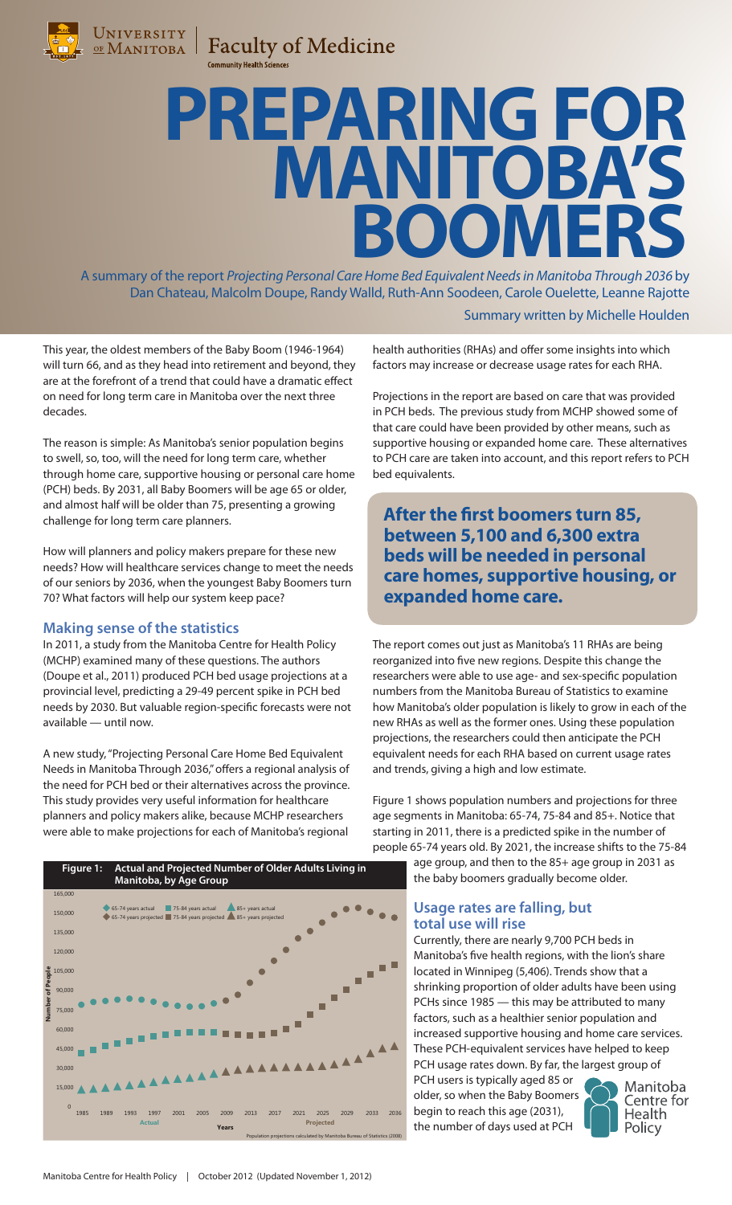University of Manitoba | Faculty of Medicine
Community Health Sciences

# PREPARING FOR MANITOBA'S BOOMERS

A summary of the report *Projecting Personal Care Home Bed Equivalent Needs in Manitoba Through 2036* by Dan Chateau, Malcolm Doupe, Randy Walld, Ruth-Ann Soodeen, Carole Ouelette, Leanne Rajotte

Summary written by Michelle Houlden

This year, the oldest members of the Baby Boom (1946-1964) will turn 66, and as they head into retirement and beyond, they are at the forefront of a trend that could have a dramatic effect on need for long term care in Manitoba over the next three decades.

The reason is simple: As Manitoba's senior population begins to swell, so, too, will the need for long term care, whether through home care, supportive housing or personal care home (PCH) beds. By 2031, all Baby Boomers will be age 65 or older, and almost half will be older than 75, presenting a growing challenge for long term care planners.

How will planners and policy makers prepare for these new needs? How will healthcare services change to meet the needs of our seniors by 2036, when the youngest Baby Boomers turn 70? What factors will help our system keep pace?

## Making sense of the statistics

In 2011, a study from the Manitoba Centre for Health Policy (MCHP) examined many of these questions. The authors (Doupe et al., 2011) produced PCH bed usage projections at a provincial level, predicting a 29-49 percent spike in PCH bed needs by 2030. But valuable region-specific forecasts were not available — until now.

A new study, "Projecting Personal Care Home Bed Equivalent Needs in Manitoba Through 2036," offers a regional analysis of the need for PCH bed or their alternatives across the province. This study provides very useful information for healthcare planners and policy makers alike, because MCHP researchers were able to make projections for each of Manitoba's regional health authorities (RHAs) and offer some insights into which factors may increase or decrease usage rates for each RHA.

Projections in the report are based on care that was provided in PCH beds. The previous study from MCHP showed some of that care could have been provided by other means, such as supportive housing or expanded home care. These alternatives to PCH care are taken into account, and this report refers to PCH bed equivalents.

**After the first boomers turn 85, between 5,100 and 6,300 extra beds will be needed in personal care homes, supportive housing, or expanded home care.**

The report comes out just as Manitoba's 11 RHAs are being reorganized into five new regions. Despite this change the researchers were able to use age- and sex-specific population numbers from the Manitoba Bureau of Statistics to examine how Manitoba's older population is likely to grow in each of the new RHAs as well as the former ones. Using these population projections, the researchers could then anticipate the PCH equivalent needs for each RHA based on current usage rates and trends, giving a high and low estimate.

Figure 1 shows population numbers and projections for three age segments in Manitoba: 65-74, 75-84 and 85+. Notice that starting in 2011, there is a predicted spike in the number of people 65-74 years old. By 2021, the increase shifts to the 75-84 age group, and then to the 85+ age group in 2031 as the baby boomers gradually become older.

**Figure 1: Actual and Projected Number of Older Adults Living in Manitoba, by Age Group**

65-74 years actual
75-84 years actual
85+ years actual
65-74 years projected
75-84 years projected
85+ years projected

Number of People
165,000
150,000
135,000
120,000
105,000
90,000
75,000
60,000
45,000
30,000
15,000
0

1985 1989 1993 1997 2001 2005 2009 2013 2017 2021 2025 2029 2033 2036
Actual
Projected
Years

Population projections calculated by Manitoba Bureau of Statistics (2008)

## Usage rates are falling, but total use will rise

Currently, there are nearly 9,700 PCH beds in Manitoba's five health regions, with the lion's share located in Winnipeg (5,406). Trends show that a shrinking proportion of older adults have been using PCHs since 1985 — this may be attributed to many factors, such as a healthier senior population and increased supportive housing and home care services. These PCH-equivalent services have helped to keep PCH usage rates down. By far, the largest group of PCH users is typically aged 85 or older, so when the Baby Boomers begin to reach this age (2031), the number of days used at PCH

Manitoba Centre for Health Policy

Manitoba Centre for Health Policy | October 2012 (Updated November 1, 2012)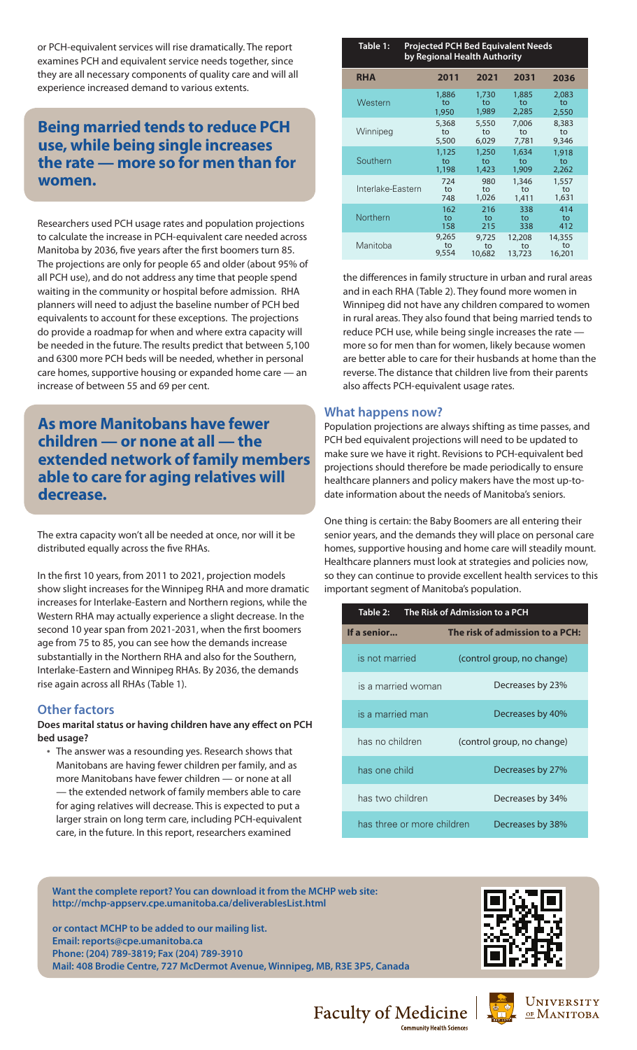or PCH-equivalent services will rise dramatically. The report examines PCH and equivalent service needs together, since they are all necessary components of quality care and will all experience increased demand to various extents.

**Being married tends to reduce PCH use, while being single increases the rate — more so for men than for women.**

Researchers used PCH usage rates and population projections to calculate the increase in PCH-equivalent care needed across Manitoba by 2036, five years after the first boomers turn 85. The projections are only for people 65 and older (about 95% of all PCH use), and do not address any time that people spend waiting in the community or hospital before admission. RHA planners will need to adjust the baseline number of PCH bed equivalents to account for these exceptions. The projections do provide a roadmap for when and where extra capacity will be needed in the future. The results predict that between 5,100 and 6300 more PCH beds will be needed, whether in personal care homes, supportive housing or expanded home care — an increase of between 55 and 69 per cent.

**As more Manitobans have fewer children — or none at all — the extended network of family members able to care for aging relatives will decrease.**

The extra capacity won't all be needed at once, nor will it be distributed equally across the five RHAs.

In the first 10 years, from 2011 to 2021, projection models show slight increases for the Winnipeg RHA and more dramatic increases for Interlake-Eastern and Northern regions, while the Western RHA may actually experience a slight decrease. In the second 10 year span from 2021-2031, when the first boomers age from 75 to 85, you can see how the demands increase substantially in the Northern RHA and also for the Southern, Interlake-Eastern and Winnipeg RHAs. By 2036, the demands rise again across all RHAs (Table 1).

## Other factors

**Does marital status or having children have any effect on PCH bed usage?**

- The answer was a resounding yes. Research shows that Manitobans are having fewer children per family, and as more Manitobans have fewer children — or none at all — the extended network of family members able to care for aging relatives will decrease. This is expected to put a larger strain on long term care, including PCH-equivalent care, in the future. In this report, researchers examined the differences in family structure in urban and rural areas and in each RHA (Table 2). They found more women in Winnipeg did not have any children compared to women in rural areas. They also found that being married tends to reduce PCH use, while being single increases the rate — more so for men than for women, likely because women are better able to care for their husbands at home than the reverse. The distance that children live from their parents also affects PCH-equivalent usage rates.

**Table 1: Projected PCH Bed Equivalent Needs by Regional Health Authority**

| RHA | 2011 | 2021 | 2031 | 2036 |
|---|---|---|---|---|
| Western | 1,886 to 1,950 | 1,730 to 1,989 | 1,885 to 2,285 | 2,083 to 2,550 |
| Winnipeg | 5,368 to 5,500 | 5,550 to 6,029 | 7,006 to 7,781 | 8,383 to 9,346 |
| Southern | 1,125 to 1,198 | 1,250 to 1,423 | 1,634 to 1,909 | 1,918 to 2,262 |
| Interlake-Eastern | 724 to 748 | 980 to 1,026 | 1,346 to 1,411 | 1,557 to 1,631 |
| Northern | 162 to 158 | 216 to 215 | 338 to 338 | 414 to 412 |
| Manitoba | 9,265 to 9,554 | 9,725 to 10,682 | 12,208 to 13,723 | 14,355 to 16,201 |

## What happens now?

Population projections are always shifting as time passes, and PCH bed equivalent projections will need to be updated to make sure we have it right. Revisions to PCH-equivalent bed projections should therefore be made periodically to ensure healthcare planners and policy makers have the most up-to-date information about the needs of Manitoba's seniors.

One thing is certain: the Baby Boomers are all entering their senior years, and the demands they will place on personal care homes, supportive housing and home care will steadily mount. Healthcare planners must look at strategies and policies now, so they can continue to provide excellent health services to this important segment of Manitoba's population.

**Table 2: The Risk of Admission to a PCH**

| If a senior... | The risk of admission to a PCH: |
|---|---|
| is not married | (control group, no change) |
| is a married woman | Decreases by 23% |
| is a married man | Decreases by 40% |
| has no children | (control group, no change) |
| has one child | Decreases by 27% |
| has two children | Decreases by 34% |
| has three or more children | Decreases by 38% |

**Want the complete report? You can download it from the MCHP web site: http://mchp-appserv.cpe.umanitoba.ca/deliverablesList.html**

**or contact MCHP to be added to our mailing list.**
**Email: reports@cpe.umanitoba.ca**
**Phone: (204) 789-3819; Fax (204) 789-3910**
**Mail: 408 Brodie Centre, 727 McDermot Avenue, Winnipeg, MB, R3E 3P5, Canada**

Faculty of Medicine
Community Health Sciences

University of Manitoba